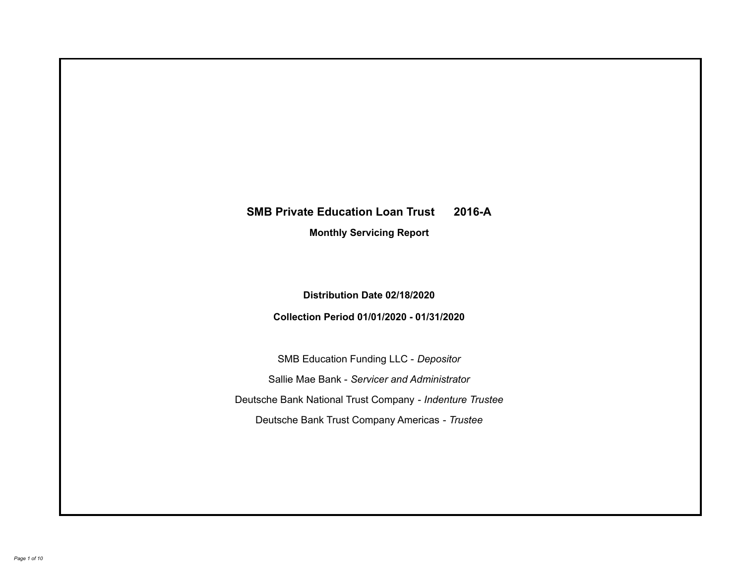# SMB Private Education Loan Trust 2016-A

**Monthly Servicing Report**

**Distribution Date 02/18/2020**

**Collection Period 01/01/2020 - 01/31/2020**

SMB Education Funding LLC - *Depositor*

Sallie Mae Bank - *Servicer and Administrator*

Deutsche Bank National Trust Company - *Indenture Trustee*

Deutsche Bank Trust Company Americas - *Trustee*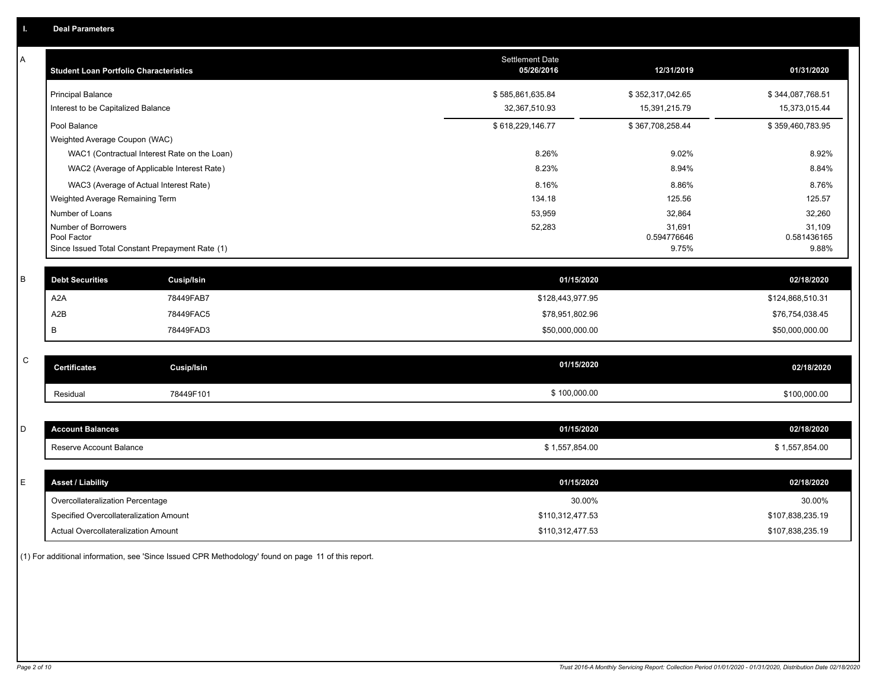## I. Deal Parameters

### A

| Student Loan Portfolio Characteristics | Settlement Date 05/26/2016 | 12/31/2019 | 01/31/2020 |
|---|---|---|---|
| Principal Balance | $ 585,861,635.84 | $ 352,317,042.65 | $ 344,087,768.51 |
| Interest to be Capitalized Balance | 32,367,510.93 | 15,391,215.79 | 15,373,015.44 |
| Pool Balance | $ 618,229,146.77 | $ 367,708,258.44 | $ 359,460,783.95 |
| Weighted Average Coupon (WAC) | | | |
| WAC1 (Contractual Interest Rate on the Loan) | 8.26% | 9.02% | 8.92% |
| WAC2 (Average of Applicable Interest Rate) | 8.23% | 8.94% | 8.84% |
| WAC3 (Average of Actual Interest Rate) | 8.16% | 8.86% | 8.76% |
| Weighted Average Remaining Term | 134.18 | 125.56 | 125.57 |
| Number of Loans | 53,959 | 32,864 | 32,260 |
| Number of Borrowers | 52,283 | 31,691 | 31,109 |
| Pool Factor | | 0.594776646 | 0.581436165 |
| Since Issued Total Constant Prepayment Rate (1) | | 9.75% | 9.88% |

### B

| Debt Securities | Cusip/Isin | 01/15/2020 | 02/18/2020 |
|---|---|---|---|
| A2A | 78449FAB7 | $128,443,977.95 | $124,868,510.31 |
| A2B | 78449FAC5 | $78,951,802.96 | $76,754,038.45 |
| B | 78449FAD3 | $50,000,000.00 | $50,000,000.00 |

### C

| Certificates | Cusip/Isin | 01/15/2020 | 02/18/2020 |
|---|---|---|---|
| Residual | 78449F101 | $ 100,000.00 | $100,000.00 |

### D

| Account Balances | 01/15/2020 | 02/18/2020 |
|---|---|---|
| Reserve Account Balance | $ 1,557,854.00 | $ 1,557,854.00 |

### E

| Asset / Liability | 01/15/2020 | 02/18/2020 |
|---|---|---|
| Overcollateralization Percentage | 30.00% | 30.00% |
| Specified Overcollateralization Amount | $110,312,477.53 | $107,838,235.19 |
| Actual Overcollateralization Amount | $110,312,477.53 | $107,838,235.19 |

(1) For additional information, see 'Since Issued CPR Methodology' found on page 11 of this report.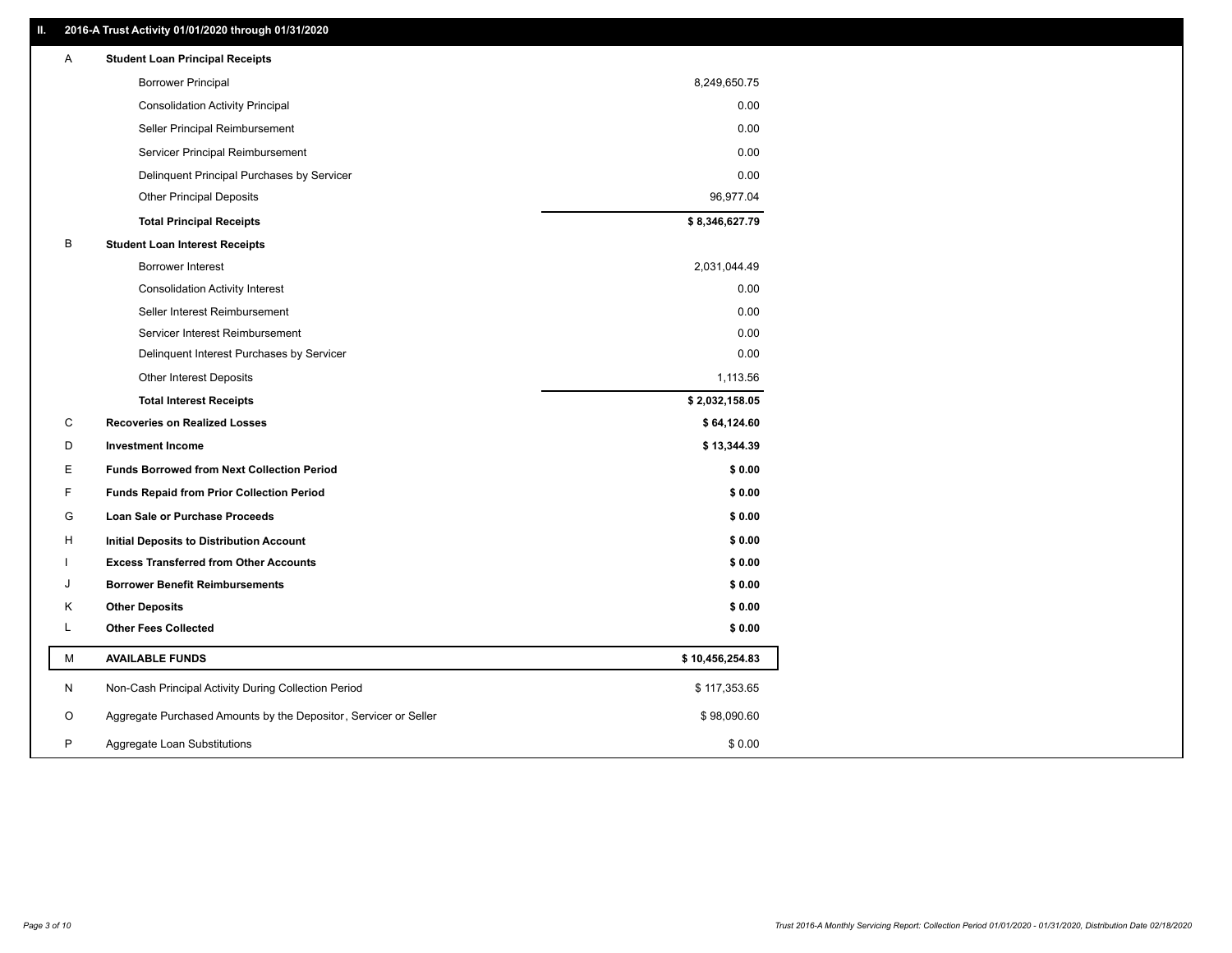## II. 2016-A Trust Activity 01/01/2020 through 01/31/2020

| | | |
|---|---|---|
| A | **Student Loan Principal Receipts** | |
| | Borrower Principal | 8,249,650.75 |
| | Consolidation Activity Principal | 0.00 |
| | Seller Principal Reimbursement | 0.00 |
| | Servicer Principal Reimbursement | 0.00 |
| | Delinquent Principal Purchases by Servicer | 0.00 |
| | Other Principal Deposits | 96,977.04 |
| | **Total Principal Receipts** | **$ 8,346,627.79** |
| B | **Student Loan Interest Receipts** | |
| | Borrower Interest | 2,031,044.49 |
| | Consolidation Activity Interest | 0.00 |
| | Seller Interest Reimbursement | 0.00 |
| | Servicer Interest Reimbursement | 0.00 |
| | Delinquent Interest Purchases by Servicer | 0.00 |
| | Other Interest Deposits | 1,113.56 |
| | **Total Interest Receipts** | **$ 2,032,158.05** |
| C | **Recoveries on Realized Losses** | **$ 64,124.60** |
| D | **Investment Income** | **$ 13,344.39** |
| E | **Funds Borrowed from Next Collection Period** | **$ 0.00** |
| F | **Funds Repaid from Prior Collection Period** | **$ 0.00** |
| G | **Loan Sale or Purchase Proceeds** | **$ 0.00** |
| H | **Initial Deposits to Distribution Account** | **$ 0.00** |
| I | **Excess Transferred from Other Accounts** | **$ 0.00** |
| J | **Borrower Benefit Reimbursements** | **$ 0.00** |
| K | **Other Deposits** | **$ 0.00** |
| L | **Other Fees Collected** | **$ 0.00** |
| M | **AVAILABLE FUNDS** | **$ 10,456,254.83** |
| N | Non-Cash Principal Activity During Collection Period | $ 117,353.65 |
| O | Aggregate Purchased Amounts by the Depositor, Servicer or Seller | $ 98,090.60 |
| P | Aggregate Loan Substitutions | $ 0.00 |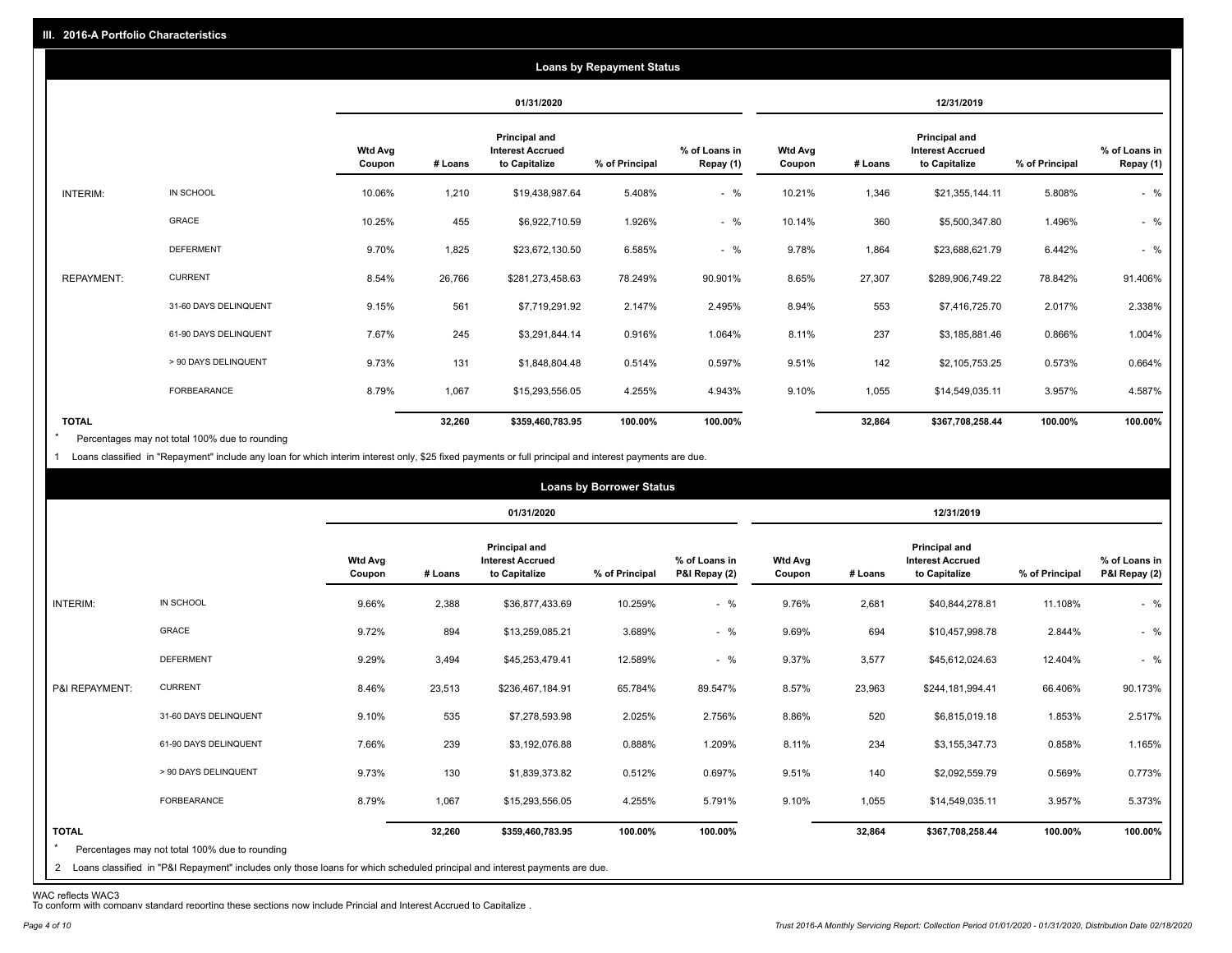## III. 2016-A Portfolio Characteristics

### Loans by Repayment Status

| | | 01/31/2020 | | | | | 12/31/2019 | | | | |
|---|---|---|---|---|---|---|---|---|---|---|---|
| | | Wtd Avg Coupon | # Loans | Principal and Interest Accrued to Capitalize | % of Principal | % of Loans in Repay (1) | Wtd Avg Coupon | # Loans | Principal and Interest Accrued to Capitalize | % of Principal | % of Loans in Repay (1) |
| INTERIM: | IN SCHOOL | 10.06% | 1,210 | $19,438,987.64 | 5.408% | - % | 10.21% | 1,346 | $21,355,144.11 | 5.808% | - % |
| | GRACE | 10.25% | 455 | $6,922,710.59 | 1.926% | - % | 10.14% | 360 | $5,500,347.80 | 1.496% | - % |
| | DEFERMENT | 9.70% | 1,825 | $23,672,130.50 | 6.585% | - % | 9.78% | 1,864 | $23,688,621.79 | 6.442% | - % |
| REPAYMENT: | CURRENT | 8.54% | 26,766 | $281,273,458.63 | 78.249% | 90.901% | 8.65% | 27,307 | $289,906,749.22 | 78.842% | 91.406% |
| | 31-60 DAYS DELINQUENT | 9.15% | 561 | $7,719,291.92 | 2.147% | 2.495% | 8.94% | 553 | $7,416,725.70 | 2.017% | 2.338% |
| | 61-90 DAYS DELINQUENT | 7.67% | 245 | $3,291,844.14 | 0.916% | 1.064% | 8.11% | 237 | $3,185,881.46 | 0.866% | 1.004% |
| | > 90 DAYS DELINQUENT | 9.73% | 131 | $1,848,804.48 | 0.514% | 0.597% | 9.51% | 142 | $2,105,753.25 | 0.573% | 0.664% |
| | FORBEARANCE | 8.79% | 1,067 | $15,293,556.05 | 4.255% | 4.943% | 9.10% | 1,055 | $14,549,035.11 | 3.957% | 4.587% |
| TOTAL | | | 32,260 | $359,460,783.95 | 100.00% | 100.00% | | 32,864 | $367,708,258.44 | 100.00% | 100.00% |

* Percentages may not total 100% due to rounding

1 Loans classified in "Repayment" include any loan for which interim interest only, $25 fixed payments or full principal and interest payments are due.

### Loans by Borrower Status

| | | 01/31/2020 | | | | | 12/31/2019 | | | | |
|---|---|---|---|---|---|---|---|---|---|---|---|
| | | Wtd Avg Coupon | # Loans | Principal and Interest Accrued to Capitalize | % of Principal | % of Loans in P&I Repay (2) | Wtd Avg Coupon | # Loans | Principal and Interest Accrued to Capitalize | % of Principal | % of Loans in P&I Repay (2) |
| INTERIM: | IN SCHOOL | 9.66% | 2,388 | $36,877,433.69 | 10.259% | - % | 9.76% | 2,681 | $40,844,278.81 | 11.108% | - % |
| | GRACE | 9.72% | 894 | $13,259,085.21 | 3.689% | - % | 9.69% | 694 | $10,457,998.78 | 2.844% | - % |
| | DEFERMENT | 9.29% | 3,494 | $45,253,479.41 | 12.589% | - % | 9.37% | 3,577 | $45,612,024.63 | 12.404% | - % |
| P&I REPAYMENT: | CURRENT | 8.46% | 23,513 | $236,467,184.91 | 65.784% | 89.547% | 8.57% | 23,963 | $244,181,994.41 | 66.406% | 90.173% |
| | 31-60 DAYS DELINQUENT | 9.10% | 535 | $7,278,593.98 | 2.025% | 2.756% | 8.86% | 520 | $6,815,019.18 | 1.853% | 2.517% |
| | 61-90 DAYS DELINQUENT | 7.66% | 239 | $3,192,076.88 | 0.888% | 1.209% | 8.11% | 234 | $3,155,347.73 | 0.858% | 1.165% |
| | > 90 DAYS DELINQUENT | 9.73% | 130 | $1,839,373.82 | 0.512% | 0.697% | 9.51% | 140 | $2,092,559.79 | 0.569% | 0.773% |
| | FORBEARANCE | 8.79% | 1,067 | $15,293,556.05 | 4.255% | 5.791% | 9.10% | 1,055 | $14,549,035.11 | 3.957% | 5.373% |
| TOTAL | | | 32,260 | $359,460,783.95 | 100.00% | 100.00% | | 32,864 | $367,708,258.44 | 100.00% | 100.00% |

* Percentages may not total 100% due to rounding

2 Loans classified in "P&I Repayment" includes only those loans for which scheduled principal and interest payments are due.

WAC reflects WAC3

To conform with company standard reporting these sections now include Princial and Interest Accrued to Capitalize .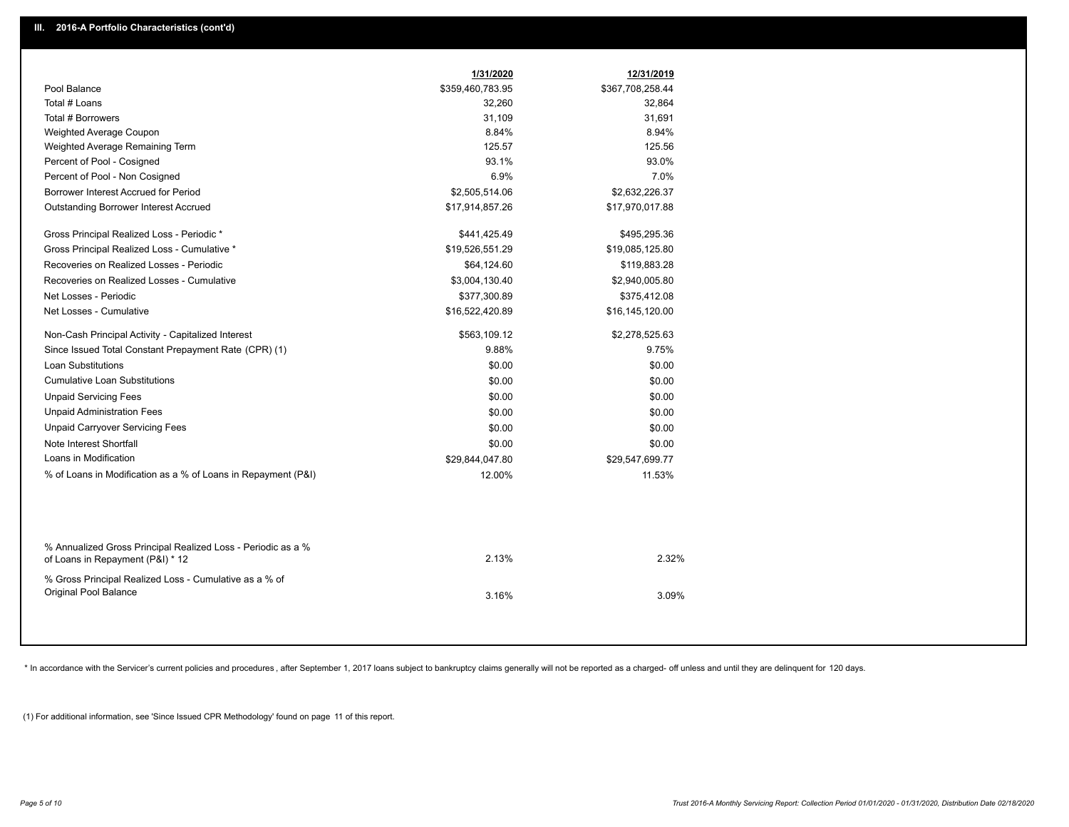## III. 2016-A Portfolio Characteristics (cont'd)

| | 1/31/2020 | 12/31/2019 |
|---|---|---|
| Pool Balance | $359,460,783.95 | $367,708,258.44 |
| Total # Loans | 32,260 | 32,864 |
| Total # Borrowers | 31,109 | 31,691 |
| Weighted Average Coupon | 8.84% | 8.94% |
| Weighted Average Remaining Term | 125.57 | 125.56 |
| Percent of Pool - Cosigned | 93.1% | 93.0% |
| Percent of Pool - Non Cosigned | 6.9% | 7.0% |
| Borrower Interest Accrued for Period | $2,505,514.06 | $2,632,226.37 |
| Outstanding Borrower Interest Accrued | $17,914,857.26 | $17,970,017.88 |
| Gross Principal Realized Loss - Periodic * | $441,425.49 | $495,295.36 |
| Gross Principal Realized Loss - Cumulative * | $19,526,551.29 | $19,085,125.80 |
| Recoveries on Realized Losses - Periodic | $64,124.60 | $119,883.28 |
| Recoveries on Realized Losses - Cumulative | $3,004,130.40 | $2,940,005.80 |
| Net Losses - Periodic | $377,300.89 | $375,412.08 |
| Net Losses - Cumulative | $16,522,420.89 | $16,145,120.00 |
| Non-Cash Principal Activity - Capitalized Interest | $563,109.12 | $2,278,525.63 |
| Since Issued Total Constant Prepayment Rate (CPR) (1) | 9.88% | 9.75% |
| Loan Substitutions | $0.00 | $0.00 |
| Cumulative Loan Substitutions | $0.00 | $0.00 |
| Unpaid Servicing Fees | $0.00 | $0.00 |
| Unpaid Administration Fees | $0.00 | $0.00 |
| Unpaid Carryover Servicing Fees | $0.00 | $0.00 |
| Note Interest Shortfall | $0.00 | $0.00 |
| Loans in Modification | $29,844,047.80 | $29,547,699.77 |
| % of Loans in Modification as a % of Loans in Repayment (P&I) | 12.00% | 11.53% |
| % Annualized Gross Principal Realized Loss - Periodic as a % of Loans in Repayment (P&I) * 12 | 2.13% | 2.32% |
| % Gross Principal Realized Loss - Cumulative as a % of Original Pool Balance | 3.16% | 3.09% |

* In accordance with the Servicer's current policies and procedures , after September 1, 2017 loans subject to bankruptcy claims generally will not be reported as a charged- off unless and until they are delinquent for 120 days.

(1) For additional information, see 'Since Issued CPR Methodology' found on page 11 of this report.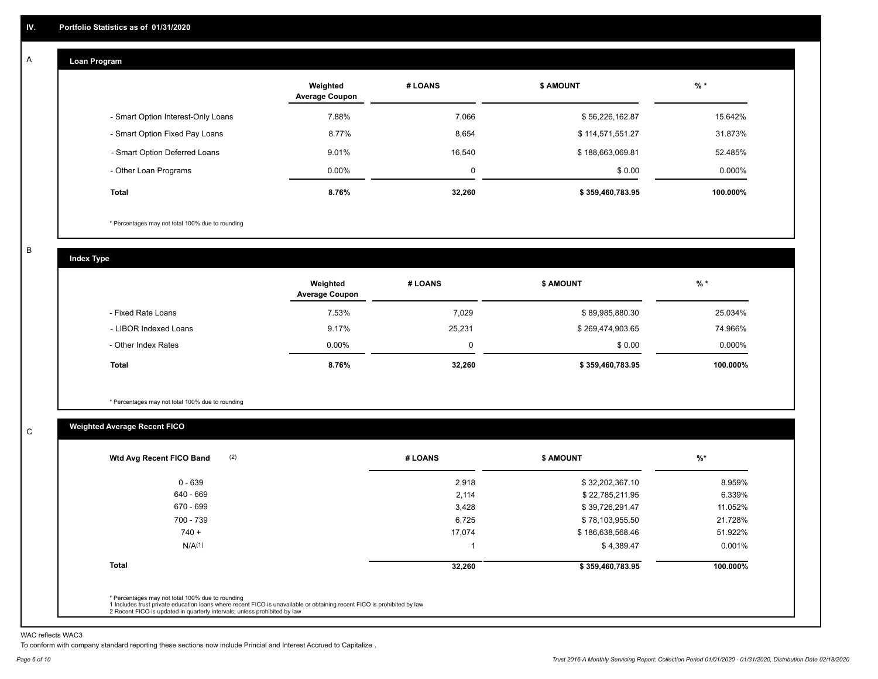## IV. Portfolio Statistics as of 01/31/2020

### A. Loan Program

| | Weighted Average Coupon | # LOANS | $ AMOUNT | % * |
|---|---|---|---|---|
| - Smart Option Interest-Only Loans | 7.88% | 7,066 | $ 56,226,162.87 | 15.642% |
| - Smart Option Fixed Pay Loans | 8.77% | 8,654 | $ 114,571,551.27 | 31.873% |
| - Smart Option Deferred Loans | 9.01% | 16,540 | $ 188,663,069.81 | 52.485% |
| - Other Loan Programs | 0.00% | 0 | $ 0.00 | 0.000% |
| **Total** | **8.76%** | **32,260** | **$ 359,460,783.95** | **100.000%** |

* Percentages may not total 100% due to rounding

### B. Index Type

| | Weighted Average Coupon | # LOANS | $ AMOUNT | % * |
|---|---|---|---|---|
| - Fixed Rate Loans | 7.53% | 7,029 | $ 89,985,880.30 | 25.034% |
| - LIBOR Indexed Loans | 9.17% | 25,231 | $ 269,474,903.65 | 74.966% |
| - Other Index Rates | 0.00% | 0 | $ 0.00 | 0.000% |
| **Total** | **8.76%** | **32,260** | **$ 359,460,783.95** | **100.000%** |

* Percentages may not total 100% due to rounding

### C. Weighted Average Recent FICO

| Wtd Avg Recent FICO Band (2) | # LOANS | $ AMOUNT | %* |
|---|---|---|---|
| 0 - 639 | 2,918 | $ 32,202,367.10 | 8.959% |
| 640 - 669 | 2,114 | $ 22,785,211.95 | 6.339% |
| 670 - 699 | 3,428 | $ 39,726,291.47 | 11.052% |
| 700 - 739 | 6,725 | $ 78,103,955.50 | 21.728% |
| 740 + | 17,074 | $ 186,638,568.46 | 51.922% |
| N/A(1) | 1 | $ 4,389.47 | 0.001% |
| **Total** | **32,260** | **$ 359,460,783.95** | **100.000%** |

* Percentages may not total 100% due to rounding
1 Includes trust private education loans where recent FICO is unavailable or obtaining recent FICO is prohibited by law
2 Recent FICO is updated in quarterly intervals; unless prohibited by law

WAC reflects WAC3

To conform with company standard reporting these sections now include Princial and Interest Accrued to Capitalize .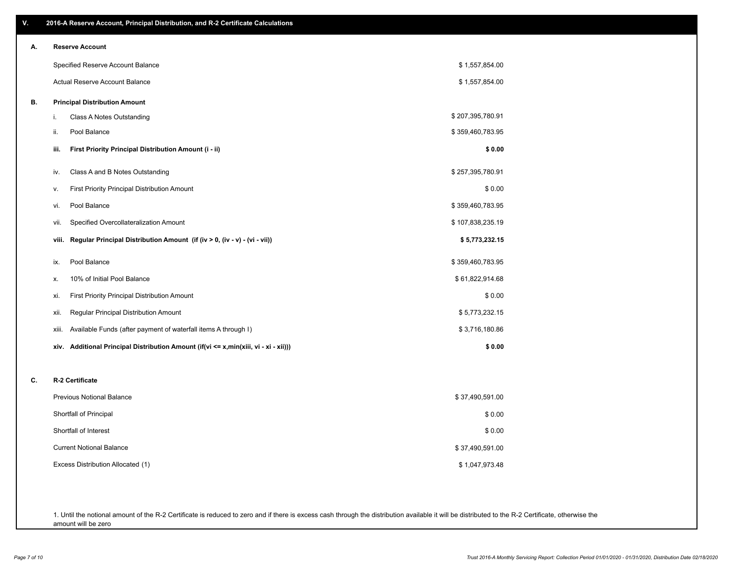## V. 2016-A Reserve Account, Principal Distribution, and R-2 Certificate Calculations

### A. Reserve Account

| | |
|---|---|
| Specified Reserve Account Balance | $ 1,557,854.00 |
| Actual Reserve Account Balance | $ 1,557,854.00 |

### B. Principal Distribution Amount

| | | |
|---|---|---|
| i. | Class A Notes Outstanding | $ 207,395,780.91 |
| ii. | Pool Balance | $ 359,460,783.95 |
| **iii.** | **First Priority Principal Distribution Amount (i - ii)** | **$ 0.00** |
| iv. | Class A and B Notes Outstanding | $ 257,395,780.91 |
| v. | First Priority Principal Distribution Amount | $ 0.00 |
| vi. | Pool Balance | $ 359,460,783.95 |
| vii. | Specified Overcollateralization Amount | $ 107,838,235.19 |
| **viii.** | **Regular Principal Distribution Amount (if (iv > 0, (iv - v) - (vi - vii))** | **$ 5,773,232.15** |
| ix. | Pool Balance | $ 359,460,783.95 |
| x. | 10% of Initial Pool Balance | $ 61,822,914.68 |
| xi. | First Priority Principal Distribution Amount | $ 0.00 |
| xii. | Regular Principal Distribution Amount | $ 5,773,232.15 |
| xiii. | Available Funds (after payment of waterfall items A through I) | $ 3,716,180.86 |
| **xiv.** | **Additional Principal Distribution Amount (if(vi <= x,min(xiii, vi - xi - xii)))** | **$ 0.00** |

### C. R-2 Certificate

| | |
|---|---|
| Previous Notional Balance | $ 37,490,591.00 |
| Shortfall of Principal | $ 0.00 |
| Shortfall of Interest | $ 0.00 |
| Current Notional Balance | $ 37,490,591.00 |
| Excess Distribution Allocated (1) | $ 1,047,973.48 |

1. Until the notional amount of the R-2 Certificate is reduced to zero and if there is excess cash through the distribution available it will be distributed to the R-2 Certificate, otherwise the amount will be zero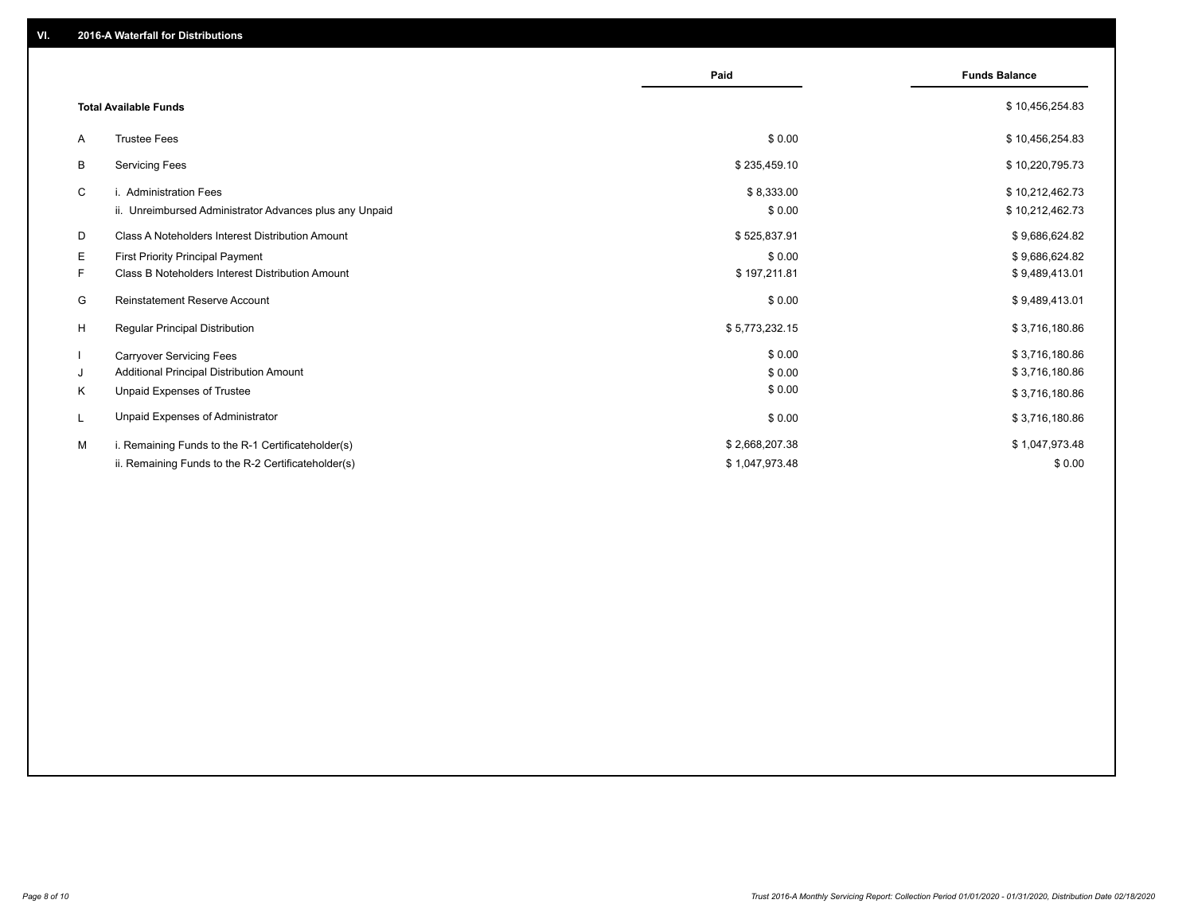## VI. 2016-A Waterfall for Distributions

| | | Paid | Funds Balance |
|---|---|---|---|
| | **Total Available Funds** | | $ 10,456,254.83 |
| A | Trustee Fees | $ 0.00 | $ 10,456,254.83 |
| B | Servicing Fees | $ 235,459.10 | $ 10,220,795.73 |
| C | i. Administration Fees | $ 8,333.00 | $ 10,212,462.73 |
| | ii. Unreimbursed Administrator Advances plus any Unpaid | $ 0.00 | $ 10,212,462.73 |
| D | Class A Noteholders Interest Distribution Amount | $ 525,837.91 | $ 9,686,624.82 |
| E | First Priority Principal Payment | $ 0.00 | $ 9,686,624.82 |
| F | Class B Noteholders Interest Distribution Amount | $ 197,211.81 | $ 9,489,413.01 |
| G | Reinstatement Reserve Account | $ 0.00 | $ 9,489,413.01 |
| H | Regular Principal Distribution | $ 5,773,232.15 | $ 3,716,180.86 |
| I | Carryover Servicing Fees | $ 0.00 | $ 3,716,180.86 |
| J | Additional Principal Distribution Amount | $ 0.00 | $ 3,716,180.86 |
| K | Unpaid Expenses of Trustee | $ 0.00 | $ 3,716,180.86 |
| L | Unpaid Expenses of Administrator | $ 0.00 | $ 3,716,180.86 |
| M | i. Remaining Funds to the R-1 Certificateholder(s) | $ 2,668,207.38 | $ 1,047,973.48 |
| | ii. Remaining Funds to the R-2 Certificateholder(s) | $ 1,047,973.48 | $ 0.00 |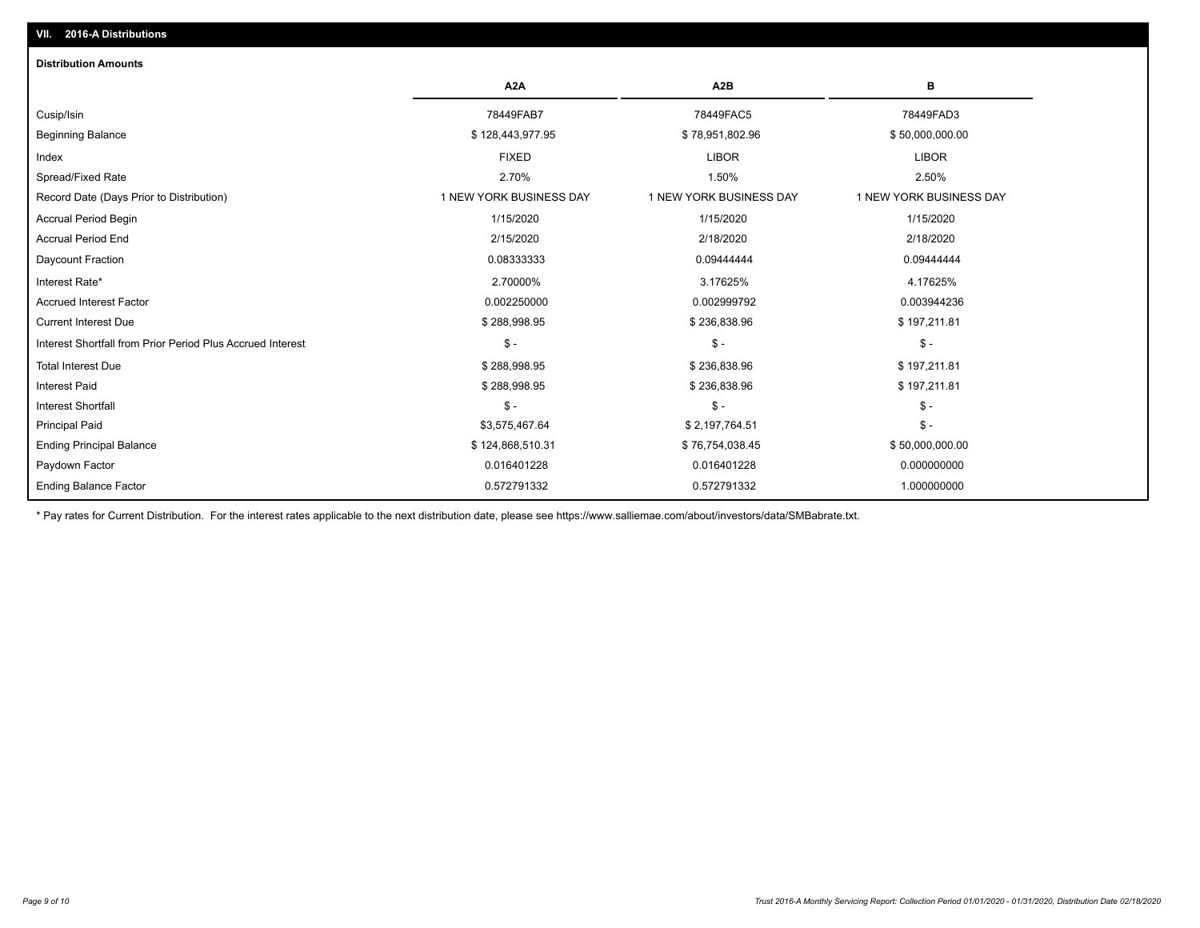## VII. 2016-A Distributions

### Distribution Amounts

| | A2A | A2B | B |
|---|---|---|---|
| Cusip/Isin | 78449FAB7 | 78449FAC5 | 78449FAD3 |
| Beginning Balance | $ 128,443,977.95 | $ 78,951,802.96 | $ 50,000,000.00 |
| Index | FIXED | LIBOR | LIBOR |
| Spread/Fixed Rate | 2.70% | 1.50% | 2.50% |
| Record Date (Days Prior to Distribution) | 1 NEW YORK BUSINESS DAY | 1 NEW YORK BUSINESS DAY | 1 NEW YORK BUSINESS DAY |
| Accrual Period Begin | 1/15/2020 | 1/15/2020 | 1/15/2020 |
| Accrual Period End | 2/15/2020 | 2/18/2020 | 2/18/2020 |
| Daycount Fraction | 0.08333333 | 0.09444444 | 0.09444444 |
| Interest Rate* | 2.70000% | 3.17625% | 4.17625% |
| Accrued Interest Factor | 0.002250000 | 0.002999792 | 0.003944236 |
| Current Interest Due | $ 288,998.95 | $ 236,838.96 | $ 197,211.81 |
| Interest Shortfall from Prior Period Plus Accrued Interest | $ - | $ - | $ - |
| Total Interest Due | $ 288,998.95 | $ 236,838.96 | $ 197,211.81 |
| Interest Paid | $ 288,998.95 | $ 236,838.96 | $ 197,211.81 |
| Interest Shortfall | $ - | $ - | $ - |
| Principal Paid | $3,575,467.64 | $ 2,197,764.51 | $ - |
| Ending Principal Balance | $ 124,868,510.31 | $ 76,754,038.45 | $ 50,000,000.00 |
| Paydown Factor | 0.016401228 | 0.016401228 | 0.000000000 |
| Ending Balance Factor | 0.572791332 | 0.572791332 | 1.000000000 |

* Pay rates for Current Distribution. For the interest rates applicable to the next distribution date, please see https://www.salliemae.com/about/investors/data/SMBabrate.txt.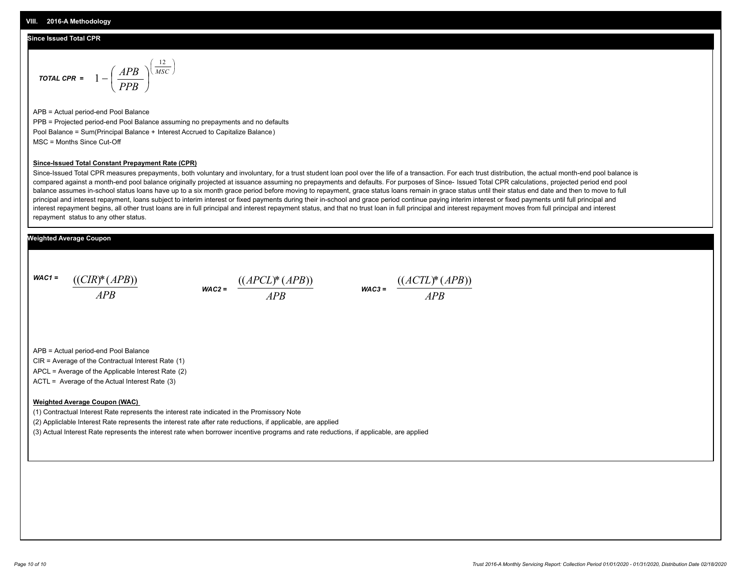## VIII. 2016-A Methodology

### Since Issued Total CPR

$$\textit{TOTAL CPR} = 1 - \left(\frac{APB}{PPB}\right)^{\left(\frac{12}{MSC}\right)}$$

APB = Actual period-end Pool Balance

PPB = Projected period-end Pool Balance assuming no prepayments and no defaults

Pool Balance = Sum(Principal Balance + Interest Accrued to Capitalize Balance)

MSC = Months Since Cut-Off

**Since-Issued Total Constant Prepayment Rate (CPR)**

Since-Issued Total CPR measures prepayments, both voluntary and involuntary, for a trust student loan pool over the life of a transaction. For each trust distribution, the actual month-end pool balance is compared against a month-end pool balance originally projected at issuance assuming no prepayments and defaults. For purposes of Since- Issued Total CPR calculations, projected period end pool balance assumes in-school status loans have up to a six month grace period before moving to repayment, grace status loans remain in grace status until their status end date and then to move to full principal and interest repayment, loans subject to interim interest or fixed payments during their in-school and grace period continue paying interim interest or fixed payments until full principal and interest repayment begins, all other trust loans are in full principal and interest repayment status, and that no trust loan in full principal and interest repayment moves from full principal and interest repayment status to any other status.

### Weighted Average Coupon

$$\textit{WAC1} = \frac{((CIR)*(APB))}{APB} \qquad \textit{WAC2} = \frac{((APCL)*(APB))}{APB} \qquad \textit{WAC3} = \frac{((ACTL)*(APB))}{APB}$$

APB = Actual period-end Pool Balance

CIR = Average of the Contractual Interest Rate (1)

APCL = Average of the Applicable Interest Rate (2)

ACTL = Average of the Actual Interest Rate (3)

**Weighted Average Coupon (WAC)**

(1) Contractual Interest Rate represents the interest rate indicated in the Promissory Note

(2) Appliclable Interest Rate represents the interest rate after rate reductions, if applicable, are applied

(3) Actual Interest Rate represents the interest rate when borrower incentive programs and rate reductions, if applicable, are applied